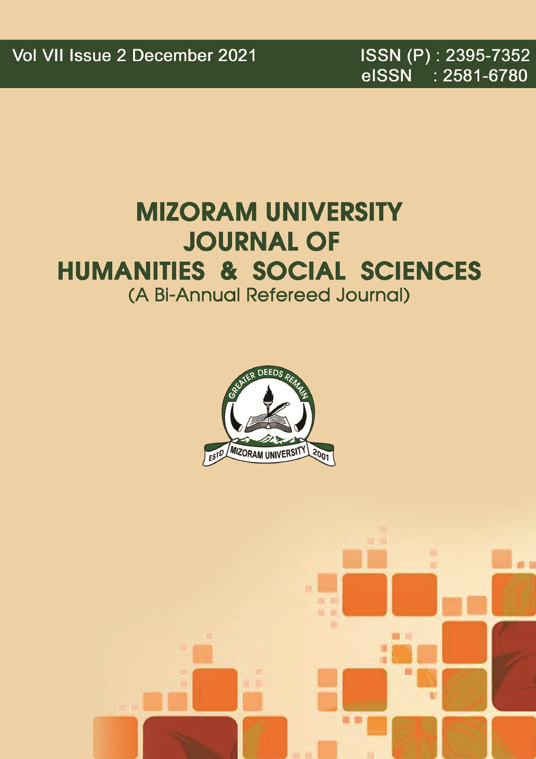Vol VII Issue 2 December 2021

ISSN (P) : 2395-7352
eISSN : 2581-6780

# MIZORAM UNIVERSITY JOURNAL OF HUMANITIES & SOCIAL SCIENCES

(A Bi-Annual Refereed Journal)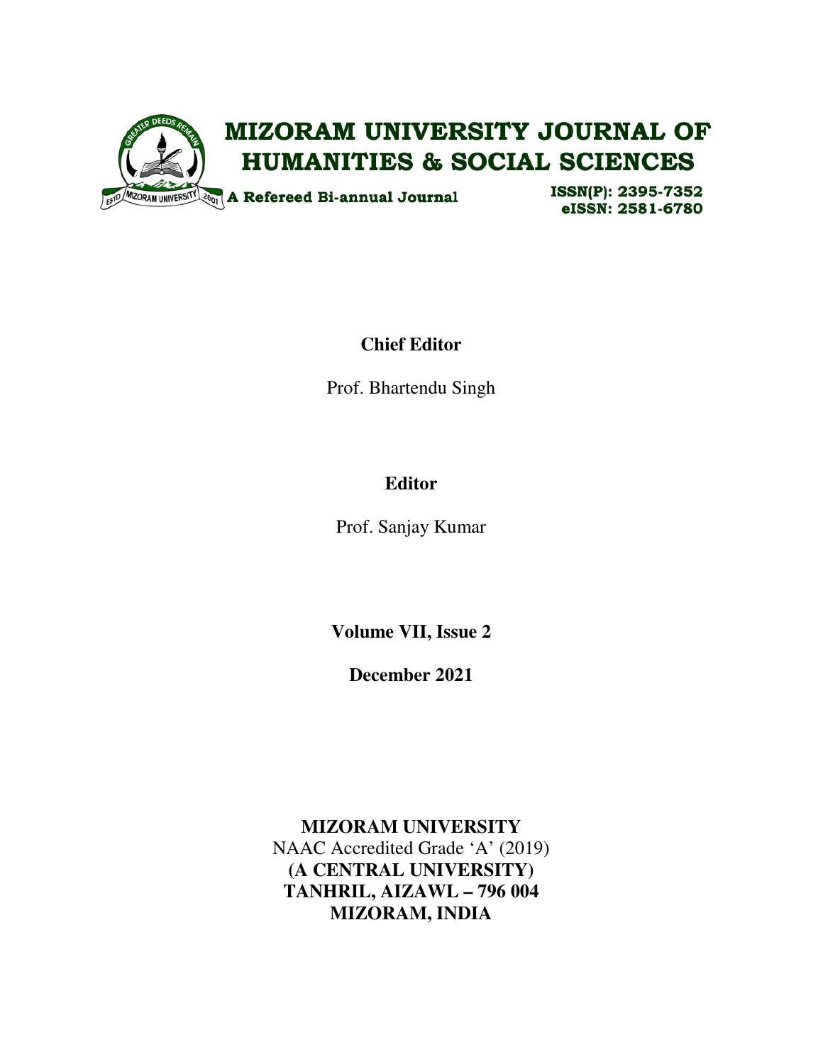# MIZORAM UNIVERSITY JOURNAL OF HUMANITIES & SOCIAL SCIENCES

**A Refereed Bi-annual Journal**

**ISSN(P): 2395-7352**
**eISSN: 2581-6780**

**Chief Editor**

Prof. Bhartendu Singh

**Editor**

Prof. Sanjay Kumar

**Volume VII, Issue 2**

**December 2021**

**MIZORAM UNIVERSITY**
NAAC Accredited Grade 'A' (2019)
**(A CENTRAL UNIVERSITY)**
**TANHRIL, AIZAWL – 796 004**
**MIZORAM, INDIA**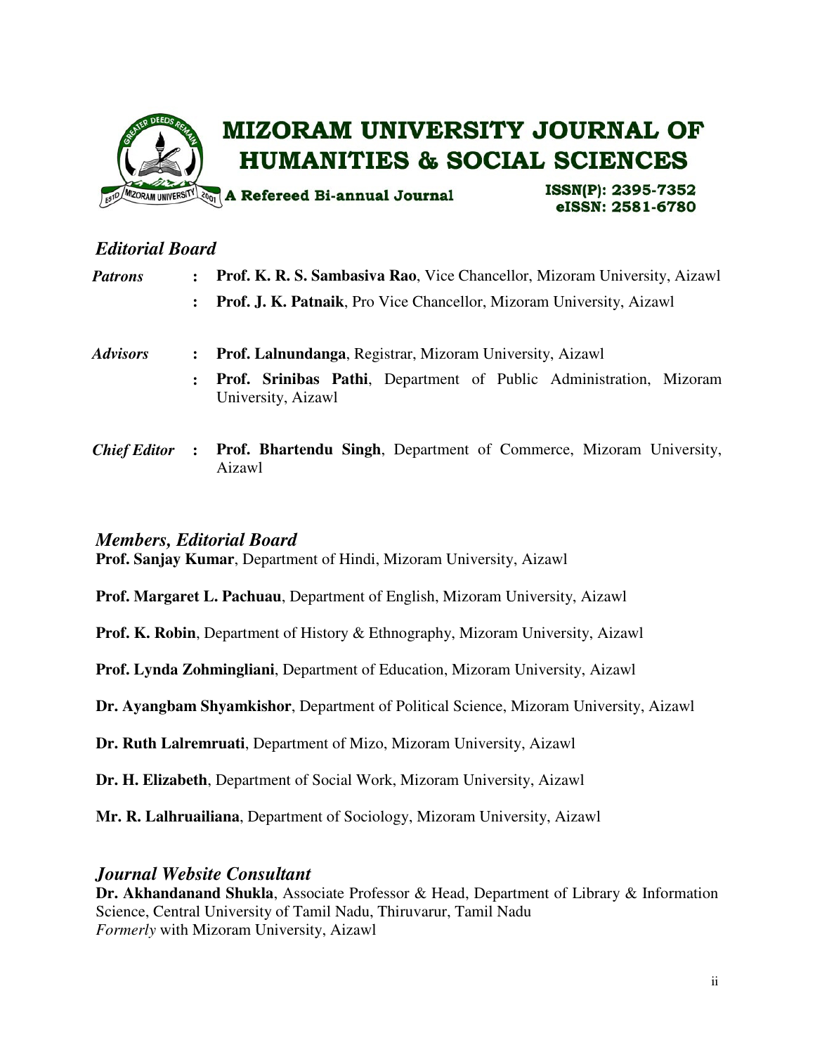# MIZORAM UNIVERSITY JOURNAL OF HUMANITIES & SOCIAL SCIENCES

**A Refereed Bi-annual Journal**

**ISSN(P): 2395-7352**
**eISSN: 2581-6780**

## *Editorial Board*

***Patrons*** : **Prof. K. R. S. Sambasiva Rao**, Vice Chancellor, Mizoram University, Aizawl
: **Prof. J. K. Patnaik**, Pro Vice Chancellor, Mizoram University, Aizawl

***Advisors*** : **Prof. Lalnundanga**, Registrar, Mizoram University, Aizawl
: **Prof. Srinibas Pathi**, Department of Public Administration, Mizoram University, Aizawl

***Chief Editor*** : **Prof. Bhartendu Singh**, Department of Commerce, Mizoram University, Aizawl

## *Members, Editorial Board*

**Prof. Sanjay Kumar**, Department of Hindi, Mizoram University, Aizawl

**Prof. Margaret L. Pachuau**, Department of English, Mizoram University, Aizawl

**Prof. K. Robin**, Department of History & Ethnography, Mizoram University, Aizawl

**Prof. Lynda Zohmingliani**, Department of Education, Mizoram University, Aizawl

**Dr. Ayangbam Shyamkishor**, Department of Political Science, Mizoram University, Aizawl

**Dr. Ruth Lalremruati**, Department of Mizo, Mizoram University, Aizawl

**Dr. H. Elizabeth**, Department of Social Work, Mizoram University, Aizawl

**Mr. R. Lalhruailiana**, Department of Sociology, Mizoram University, Aizawl

## *Journal Website Consultant*

**Dr. Akhandanand Shukla**, Associate Professor & Head, Department of Library & Information Science, Central University of Tamil Nadu, Thiruvarur, Tamil Nadu
*Formerly* with Mizoram University, Aizawl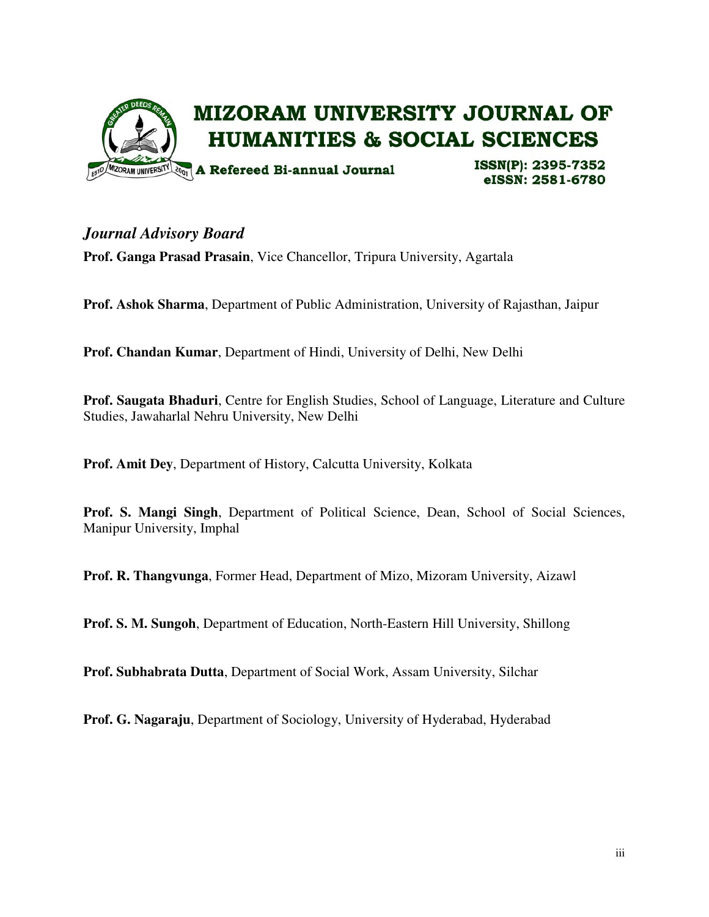# MIZORAM UNIVERSITY JOURNAL OF HUMANITIES & SOCIAL SCIENCES

A Refereed Bi-annual Journal

ISSN(P): 2395-7352
eISSN: 2581-6780

## *Journal Advisory Board*

**Prof. Ganga Prasad Prasain**, Vice Chancellor, Tripura University, Agartala

**Prof. Ashok Sharma**, Department of Public Administration, University of Rajasthan, Jaipur

**Prof. Chandan Kumar**, Department of Hindi, University of Delhi, New Delhi

**Prof. Saugata Bhaduri**, Centre for English Studies, School of Language, Literature and Culture Studies, Jawaharlal Nehru University, New Delhi

**Prof. Amit Dey**, Department of History, Calcutta University, Kolkata

**Prof. S. Mangi Singh**, Department of Political Science, Dean, School of Social Sciences, Manipur University, Imphal

**Prof. R. Thangvunga**, Former Head, Department of Mizo, Mizoram University, Aizawl

**Prof. S. M. Sungoh**, Department of Education, North-Eastern Hill University, Shillong

**Prof. Subhabrata Dutta**, Department of Social Work, Assam University, Silchar

**Prof. G. Nagaraju**, Department of Sociology, University of Hyderabad, Hyderabad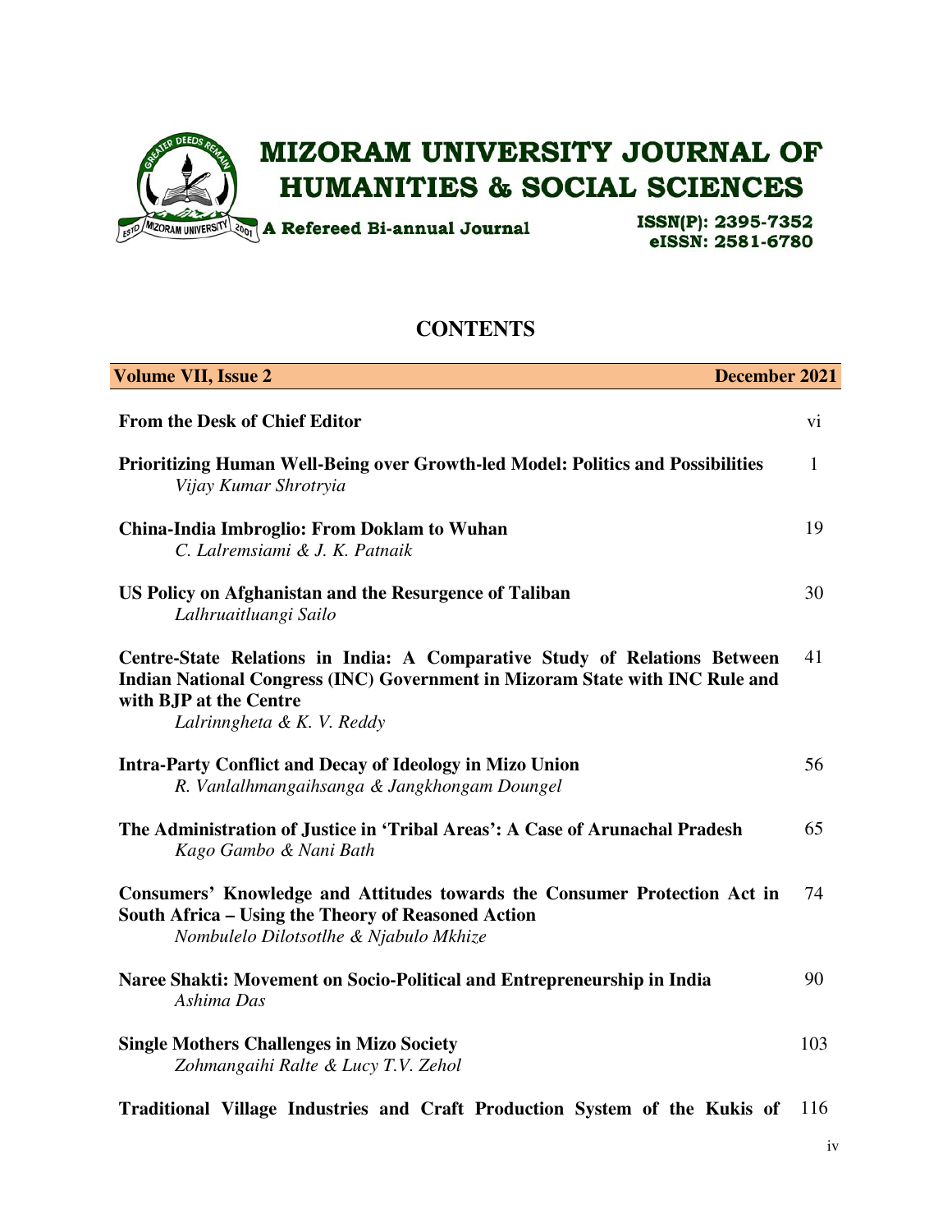# MIZORAM UNIVERSITY JOURNAL OF HUMANITIES & SOCIAL SCIENCES

A Refereed Bi-annual Journal

ISSN(P): 2395-7352
eISSN: 2581-6780

## CONTENTS

| Volume VII, Issue 2 | December 2021 |
|---|---|
| **From the Desk of Chief Editor** | vi |
| **Prioritizing Human Well-Being over Growth-led Model: Politics and Possibilities**<br>*Vijay Kumar Shrotryia* | 1 |
| **China-India Imbroglio: From Doklam to Wuhan**<br>*C. Lalremsiami & J. K. Patnaik* | 19 |
| **US Policy on Afghanistan and the Resurgence of Taliban**<br>*Lalhruaitluangi Sailo* | 30 |
| **Centre-State Relations in India: A Comparative Study of Relations Between Indian National Congress (INC) Government in Mizoram State with INC Rule and with BJP at the Centre**<br>*Lalrinngheta & K. V. Reddy* | 41 |
| **Intra-Party Conflict and Decay of Ideology in Mizo Union**<br>*R. Vanlalhmangaihsanga & Jangkhongam Doungel* | 56 |
| **The Administration of Justice in 'Tribal Areas': A Case of Arunachal Pradesh**<br>*Kago Gambo & Nani Bath* | 65 |
| **Consumers' Knowledge and Attitudes towards the Consumer Protection Act in South Africa – Using the Theory of Reasoned Action**<br>*Nombulelo Dilotsotlhe & Njabulo Mkhize* | 74 |
| **Naree Shakti: Movement on Socio-Political and Entrepreneurship in India**<br>*Ashima Das* | 90 |
| **Single Mothers Challenges in Mizo Society**<br>*Zohmangaihi Ralte & Lucy T.V. Zehol* | 103 |
| **Traditional Village Industries and Craft Production System of the Kukis of** | 116 |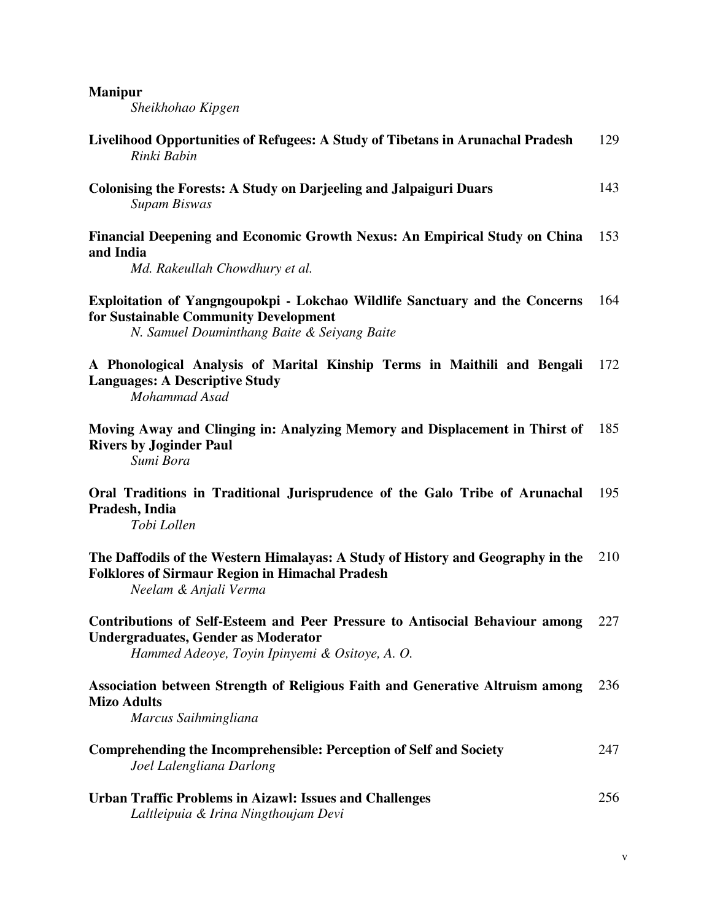**Manipur**
*Sheikhohao Kipgen*

**Livelihood Opportunities of Refugees: A Study of Tibetans in Arunachal Pradesh** 129
*Rinki Babin*

**Colonising the Forests: A Study on Darjeeling and Jalpaiguri Duars** 143
*Supam Biswas*

**Financial Deepening and Economic Growth Nexus: An Empirical Study on China and India** 153
*Md. Rakeullah Chowdhury et al.*

**Exploitation of Yangngoupokpi - Lokchao Wildlife Sanctuary and the Concerns for Sustainable Community Development** 164
*N. Samuel Douminthang Baite & Seiyang Baite*

**A Phonological Analysis of Marital Kinship Terms in Maithili and Bengali Languages: A Descriptive Study** 172
*Mohammad Asad*

**Moving Away and Clinging in: Analyzing Memory and Displacement in Thirst of Rivers by Joginder Paul** 185
*Sumi Bora*

**Oral Traditions in Traditional Jurisprudence of the Galo Tribe of Arunachal Pradesh, India** 195
*Tobi Lollen*

**The Daffodils of the Western Himalayas: A Study of History and Geography in the Folklores of Sirmaur Region in Himachal Pradesh** 210
*Neelam & Anjali Verma*

**Contributions of Self-Esteem and Peer Pressure to Antisocial Behaviour among Undergraduates, Gender as Moderator** 227
*Hammed Adeoye, Toyin Ipinyemi & Ositoye, A. O.*

**Association between Strength of Religious Faith and Generative Altruism among Mizo Adults** 236
*Marcus Saihmingliana*

**Comprehending the Incomprehensible: Perception of Self and Society** 247
*Joel Lalengliana Darlong*

**Urban Traffic Problems in Aizawl: Issues and Challenges** 256
*Laltleipuia & Irina Ningthoujam Devi*